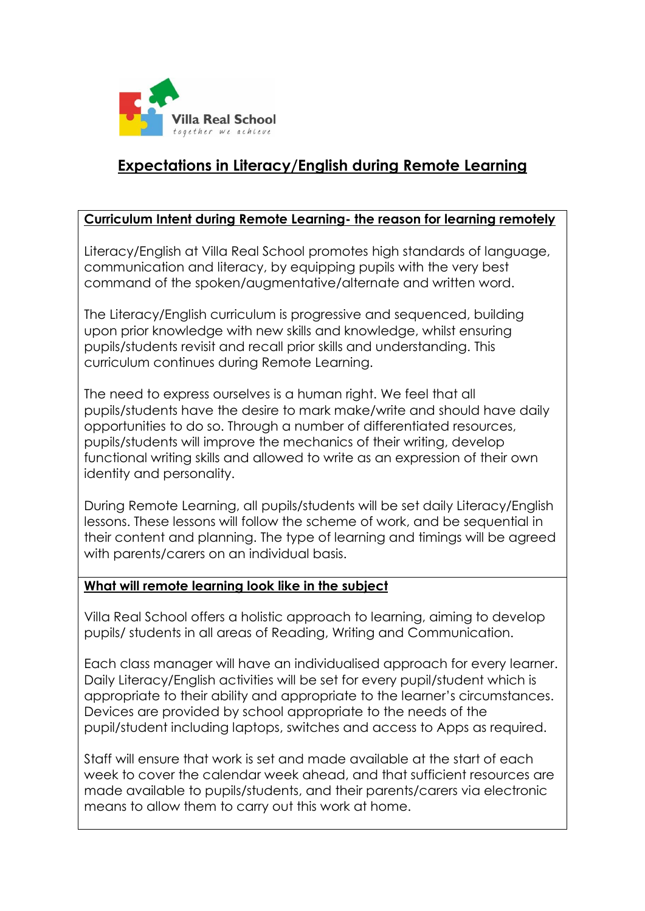Villa Real School
*together we achieve*

# Expectations in Literacy/English during Remote Learning

## Curriculum Intent during Remote Learning- the reason for learning remotely

Literacy/English at Villa Real School promotes high standards of language, communication and literacy, by equipping pupils with the very best command of the spoken/augmentative/alternate and written word.

The Literacy/English curriculum is progressive and sequenced, building upon prior knowledge with new skills and knowledge, whilst ensuring pupils/students revisit and recall prior skills and understanding. This curriculum continues during Remote Learning.

The need to express ourselves is a human right. We feel that all pupils/students have the desire to mark make/write and should have daily opportunities to do so. Through a number of differentiated resources, pupils/students will improve the mechanics of their writing, develop functional writing skills and allowed to write as an expression of their own identity and personality.

During Remote Learning, all pupils/students will be set daily Literacy/English lessons. These lessons will follow the scheme of work, and be sequential in their content and planning. The type of learning and timings will be agreed with parents/carers on an individual basis.

## What will remote learning look like in the subject

Villa Real School offers a holistic approach to learning, aiming to develop pupils/ students in all areas of Reading, Writing and Communication.

Each class manager will have an individualised approach for every learner. Daily Literacy/English activities will be set for every pupil/student which is appropriate to their ability and appropriate to the learner's circumstances. Devices are provided by school appropriate to the needs of the pupil/student including laptops, switches and access to Apps as required.

Staff will ensure that work is set and made available at the start of each week to cover the calendar week ahead, and that sufficient resources are made available to pupils/students, and their parents/carers via electronic means to allow them to carry out this work at home.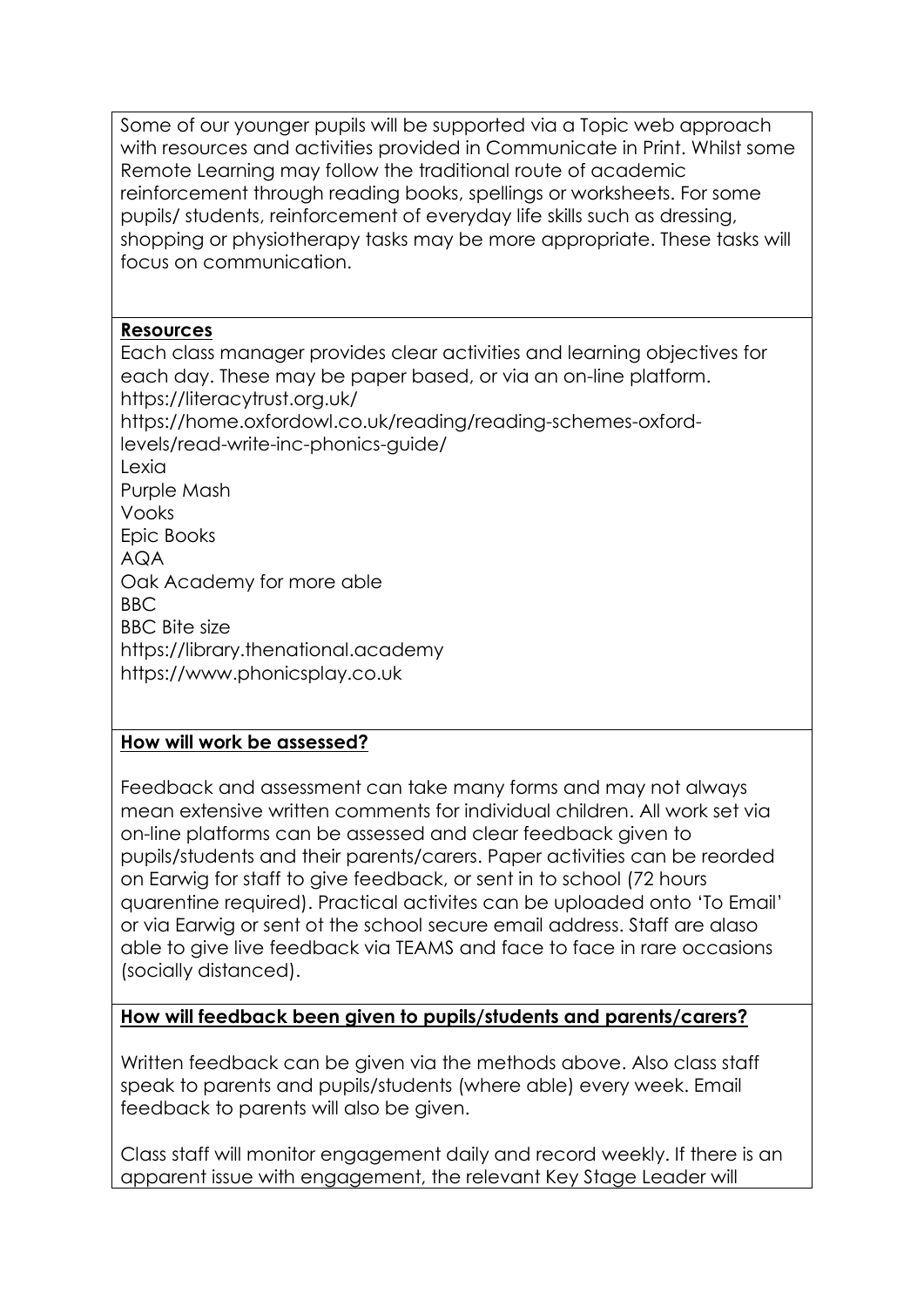Some of our younger pupils will be supported via a Topic web approach with resources and activities provided in Communicate in Print. Whilst some Remote Learning may follow the traditional route of academic reinforcement through reading books, spellings or worksheets. For some pupils/ students, reinforcement of everyday life skills such as dressing, shopping or physiotherapy tasks may be more appropriate. These tasks will focus on communication.

**Resources**

Each class manager provides clear activities and learning objectives for each day. These may be paper based, or via an on-line platform.
https://literacytrust.org.uk/
https://home.oxfordowl.co.uk/reading/reading-schemes-oxford-levels/read-write-inc-phonics-guide/
Lexia
Purple Mash
Vooks
Epic Books
AQA
Oak Academy for more able
BBC
BBC Bite size
https://library.thenational.academy
https://www.phonicsplay.co.uk

**How will work be assessed?**

Feedback and assessment can take many forms and may not always mean extensive written comments for individual children. All work set via on-line platforms can be assessed and clear feedback given to pupils/students and their parents/carers. Paper activities can be reorded on Earwig for staff to give feedback, or sent in to school (72 hours quarentine required). Practical activites can be uploaded onto 'To Email' or via Earwig or sent ot the school secure email address. Staff are alaso able to give live feedback via TEAMS and face to face in rare occasions (socially distanced).

**How will feedback been given to pupils/students and parents/carers?**

Written feedback can be given via the methods above. Also class staff speak to parents and pupils/students (where able) every week. Email feedback to parents will also be given.

Class staff will monitor engagement daily and record weekly. If there is an apparent issue with engagement, the relevant Key Stage Leader will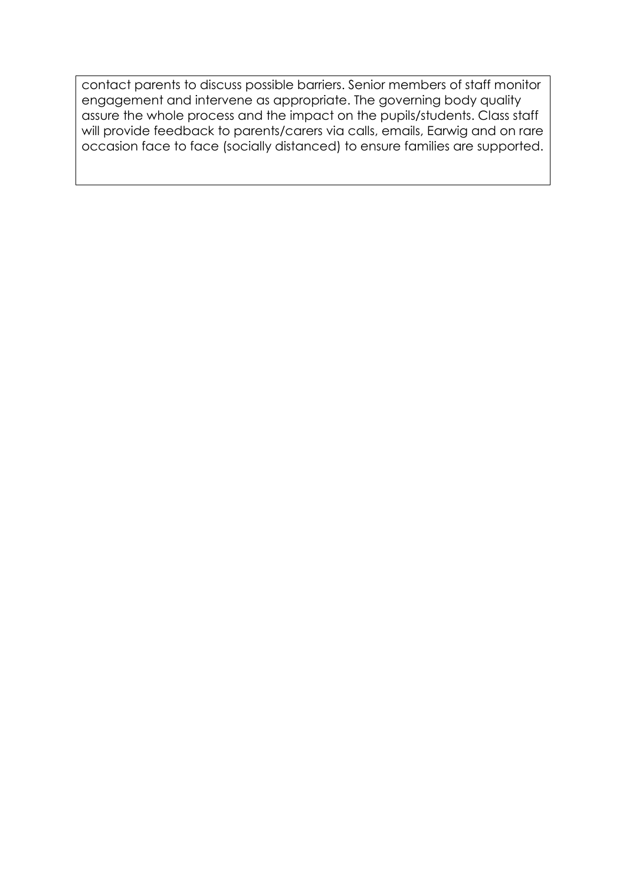contact parents to discuss possible barriers. Senior members of staff monitor engagement and intervene as appropriate. The governing body quality assure the whole process and the impact on the pupils/students. Class staff will provide feedback to parents/carers via calls, emails, Earwig and on rare occasion face to face (socially distanced) to ensure families are supported.